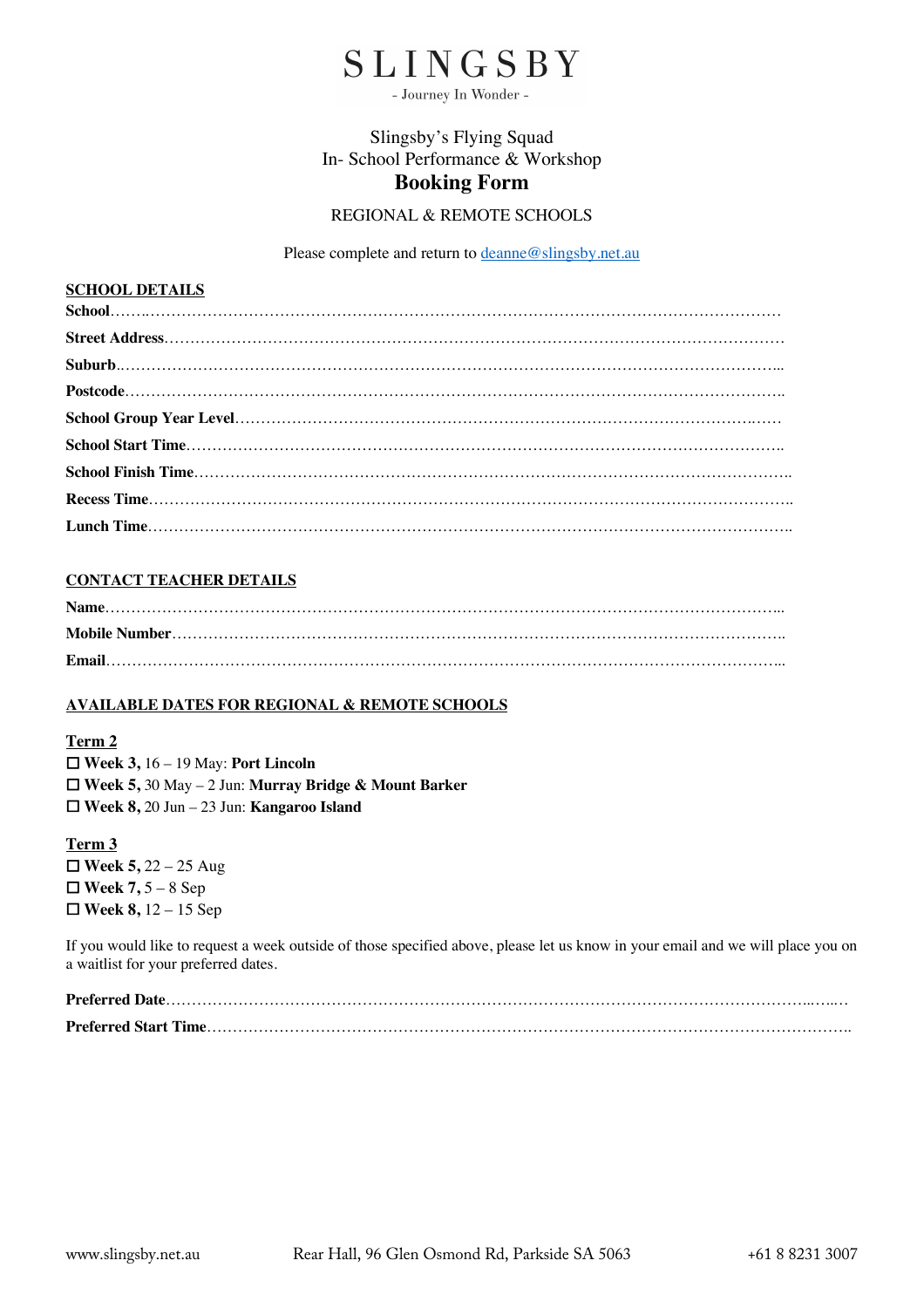# SLINGSBY

\- Journey In Wonder -

Slingsby's Flying Squad
In- School Performance & Workshop

## Booking Form

REGIONAL & REMOTE SCHOOLS

Please complete and return to deanne@slingsby.net.au

**SCHOOL DETAILS**

**School**……………………………………………………………………………………………………………

**Street Address**……………………………………………………………………………………………………

**Suburb**……………………………………………………………………………………………………………

**Postcode**…………………………………………………………………………………………………………

**School Group Year Level**…………………………………………………………………………………………

**School Start Time**…………………………………………………………………………………………………

**School Finish Time**………………………………………………………………………………………………

**Recess Time**………………………………………………………………………………………………………

**Lunch Time**………………………………………………………………………………………………………

**CONTACT TEACHER DETAILS**

**Name**……………………………………………………………………………………………………………

**Mobile Number**……………………………………………………………………………………………………

**Email**……………………………………………………………………………………………………………

**AVAILABLE DATES FOR REGIONAL & REMOTE SCHOOLS**

**Term 2**

☐ **Week 3,** 16 – 19 May: **Port Lincoln**
☐ **Week 5,** 30 May – 2 Jun: **Murray Bridge & Mount Barker**
☐ **Week 8,** 20 Jun – 23 Jun: **Kangaroo Island**

**Term 3**

☐ **Week 5,** 22 – 25 Aug
☐ **Week 7,** 5 – 8 Sep
☐ **Week 8,** 12 – 15 Sep

If you would like to request a week outside of those specified above, please let us know in your email and we will place you on a waitlist for your preferred dates.

**Preferred Date**……………………………………………………………………………………………………

**Preferred Start Time**………………………………………………………………………………………………

www.slingsby.net.au Rear Hall, 96 Glen Osmond Rd, Parkside SA 5063 +61 8 8231 3007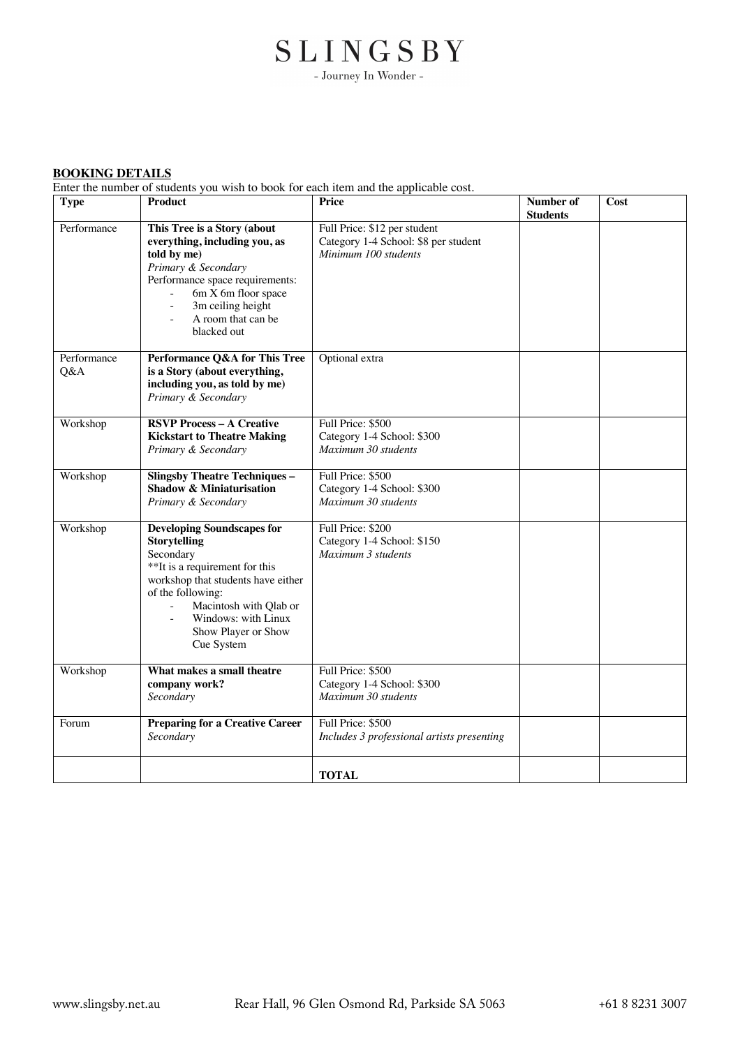SLINGSBY

- Journey In Wonder -

**BOOKING DETAILS**

Enter the number of students you wish to book for each item and the applicable cost.

| Type | Product | Price | Number of Students | Cost |
|---|---|---|---|---|
| Performance | **This Tree is a Story (about everything, including you, as told by me)**<br>*Primary & Secondary*<br>Performance space requirements:<br>- 6m X 6m floor space<br>- 3m ceiling height<br>- A room that can be blacked out | Full Price: $12 per student<br>Category 1-4 School: $8 per student<br>*Minimum 100 students* | | |
| Performance Q&A | **Performance Q&A for This Tree is a Story (about everything, including you, as told by me)**<br>*Primary & Secondary* | Optional extra | | |
| Workshop | **RSVP Process – A Creative Kickstart to Theatre Making**<br>*Primary & Secondary* | Full Price: $500<br>Category 1-4 School: $300<br>*Maximum 30 students* | | |
| Workshop | **Slingsby Theatre Techniques – Shadow & Miniaturisation**<br>*Primary & Secondary* | Full Price: $500<br>Category 1-4 School: $300<br>*Maximum 30 students* | | |
| Workshop | **Developing Soundscapes for Storytelling**<br>Secondary<br>**It is a requirement for this workshop that students have either of the following:<br>- Macintosh with Qlab or<br>- Windows: with Linux Show Player or Show Cue System | Full Price: $200<br>Category 1-4 School: $150<br>*Maximum 3 students* | | |
| Workshop | **What makes a small theatre company work?**<br>*Secondary* | Full Price: $500<br>Category 1-4 School: $300<br>*Maximum 30 students* | | |
| Forum | **Preparing for a Creative Career**<br>*Secondary* | Full Price: $500<br>*Includes 3 professional artists presenting* | | |
| | | **TOTAL** | | |

www.slingsby.net.au Rear Hall, 96 Glen Osmond Rd, Parkside SA 5063 +61 8 8231 3007